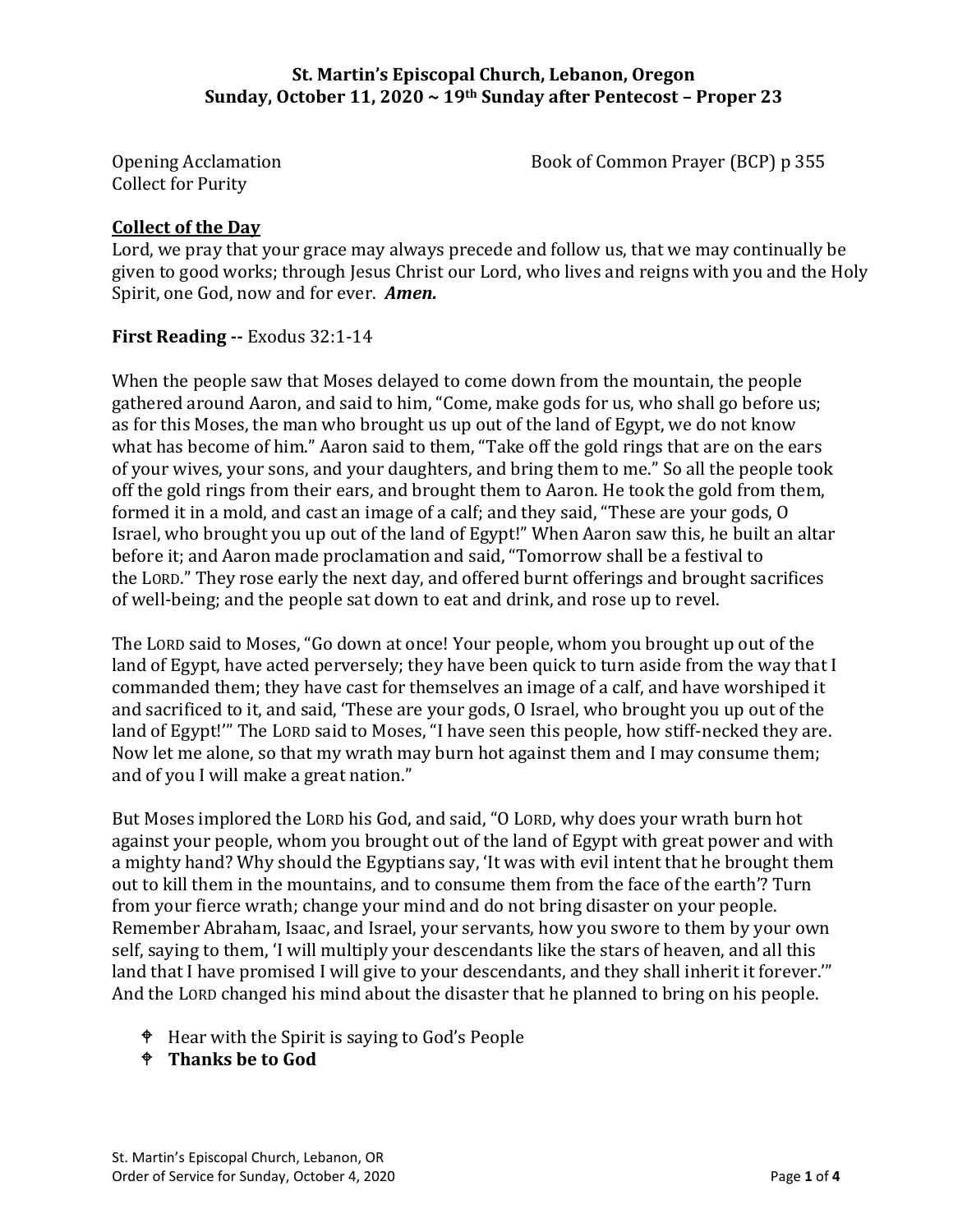**St. Martin's Episcopal Church, Lebanon, Oregon**
**Sunday, October 11, 2020 ~ 19th Sunday after Pentecost – Proper 23**

Opening Acclamation — Book of Common Prayer (BCP) p 355
Collect for Purity

**Collect of the Day**

Lord, we pray that your grace may always precede and follow us, that we may continually be given to good works; through Jesus Christ our Lord, who lives and reigns with you and the Holy Spirit, one God, now and for ever. ***Amen.***

**First Reading --** Exodus 32:1-14

When the people saw that Moses delayed to come down from the mountain, the people gathered around Aaron, and said to him, "Come, make gods for us, who shall go before us; as for this Moses, the man who brought us up out of the land of Egypt, we do not know what has become of him." Aaron said to them, "Take off the gold rings that are on the ears of your wives, your sons, and your daughters, and bring them to me." So all the people took off the gold rings from their ears, and brought them to Aaron. He took the gold from them, formed it in a mold, and cast an image of a calf; and they said, "These are your gods, O Israel, who brought you up out of the land of Egypt!" When Aaron saw this, he built an altar before it; and Aaron made proclamation and said, "Tomorrow shall be a festival to the LORD." They rose early the next day, and offered burnt offerings and brought sacrifices of well-being; and the people sat down to eat and drink, and rose up to revel.

The LORD said to Moses, "Go down at once! Your people, whom you brought up out of the land of Egypt, have acted perversely; they have been quick to turn aside from the way that I commanded them; they have cast for themselves an image of a calf, and have worshiped it and sacrificed to it, and said, 'These are your gods, O Israel, who brought you up out of the land of Egypt!'" The LORD said to Moses, "I have seen this people, how stiff-necked they are. Now let me alone, so that my wrath may burn hot against them and I may consume them; and of you I will make a great nation."

But Moses implored the LORD his God, and said, "O LORD, why does your wrath burn hot against your people, whom you brought out of the land of Egypt with great power and with a mighty hand? Why should the Egyptians say, 'It was with evil intent that he brought them out to kill them in the mountains, and to consume them from the face of the earth'? Turn from your fierce wrath; change your mind and do not bring disaster on your people. Remember Abraham, Isaac, and Israel, your servants, how you swore to them by your own self, saying to them, 'I will multiply your descendants like the stars of heaven, and all this land that I have promised I will give to your descendants, and they shall inherit it forever.'" And the LORD changed his mind about the disaster that he planned to bring on his people.

- ☩ Hear with the Spirit is saying to God's People
- ☩ **Thanks be to God**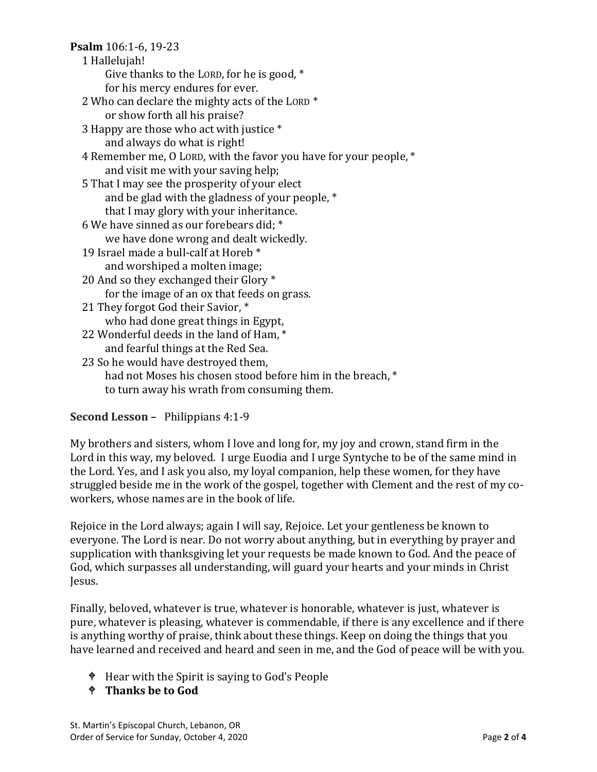**Psalm** 106:1-6, 19-23

1 Hallelujah!
  Give thanks to the LORD, for he is good, *
  for his mercy endures for ever.

2 Who can declare the mighty acts of the LORD *
  or show forth all his praise?

3 Happy are those who act with justice *
  and always do what is right!

4 Remember me, O LORD, with the favor you have for your people, *
  and visit me with your saving help;

5 That I may see the prosperity of your elect
  and be glad with the gladness of your people, *
  that I may glory with your inheritance.

6 We have sinned as our forebears did; *
  we have done wrong and dealt wickedly.

19 Israel made a bull-calf at Horeb *
  and worshiped a molten image;

20 And so they exchanged their Glory *
  for the image of an ox that feeds on grass.

21 They forgot God their Savior, *
  who had done great things in Egypt,

22 Wonderful deeds in the land of Ham, *
  and fearful things at the Red Sea.

23 So he would have destroyed them,
  had not Moses his chosen stood before him in the breach, *
  to turn away his wrath from consuming them.

**Second Lesson –** Philippians 4:1-9

My brothers and sisters, whom I love and long for, my joy and crown, stand firm in the Lord in this way, my beloved. I urge Euodia and I urge Syntyche to be of the same mind in the Lord. Yes, and I ask you also, my loyal companion, help these women, for they have struggled beside me in the work of the gospel, together with Clement and the rest of my co-workers, whose names are in the book of life.

Rejoice in the Lord always; again I will say, Rejoice. Let your gentleness be known to everyone. The Lord is near. Do not worry about anything, but in everything by prayer and supplication with thanksgiving let your requests be made known to God. And the peace of God, which surpasses all understanding, will guard your hearts and your minds in Christ Jesus.

Finally, beloved, whatever is true, whatever is honorable, whatever is just, whatever is pure, whatever is pleasing, whatever is commendable, if there is any excellence and if there is anything worthy of praise, think about these things. Keep on doing the things that you have learned and received and heard and seen in me, and the God of peace will be with you.

- ♰ Hear with the Spirit is saying to God's People
- ♰ **Thanks be to God**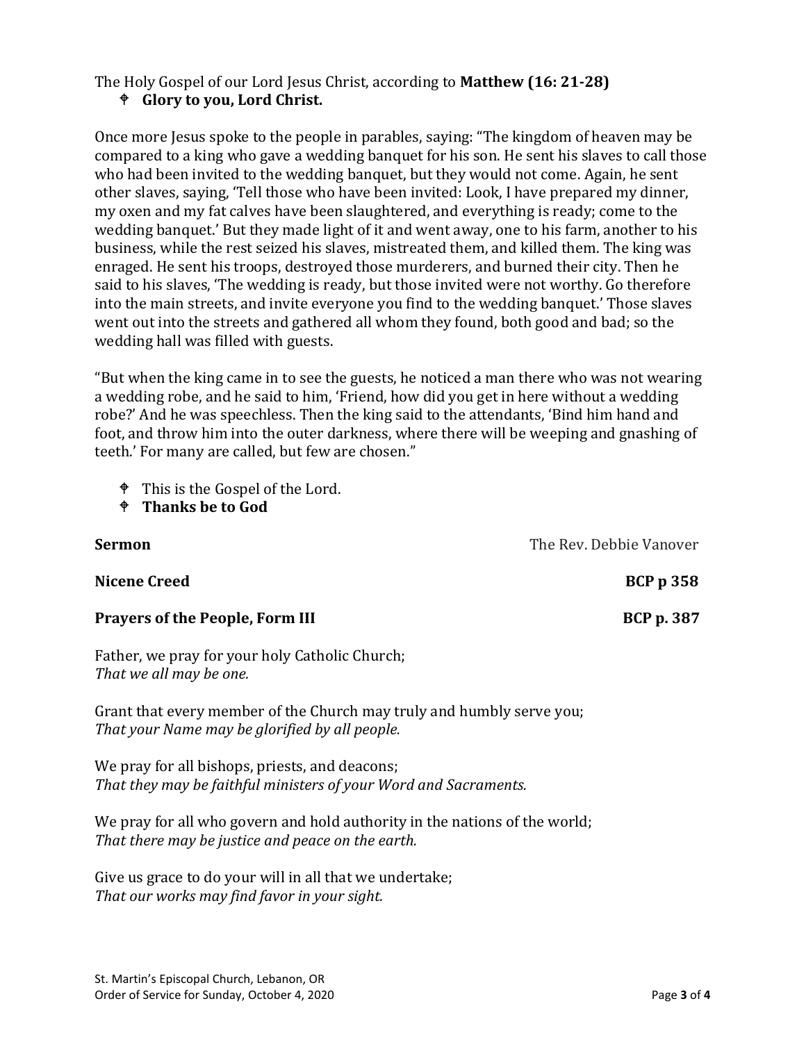The Holy Gospel of our Lord Jesus Christ, according to **Matthew (16: 21-28)**

☩ **Glory to you, Lord Christ.**

Once more Jesus spoke to the people in parables, saying: "The kingdom of heaven may be compared to a king who gave a wedding banquet for his son. He sent his slaves to call those who had been invited to the wedding banquet, but they would not come. Again, he sent other slaves, saying, 'Tell those who have been invited: Look, I have prepared my dinner, my oxen and my fat calves have been slaughtered, and everything is ready; come to the wedding banquet.' But they made light of it and went away, one to his farm, another to his business, while the rest seized his slaves, mistreated them, and killed them. The king was enraged. He sent his troops, destroyed those murderers, and burned their city. Then he said to his slaves, 'The wedding is ready, but those invited were not worthy. Go therefore into the main streets, and invite everyone you find to the wedding banquet.' Those slaves went out into the streets and gathered all whom they found, both good and bad; so the wedding hall was filled with guests.

"But when the king came in to see the guests, he noticed a man there who was not wearing a wedding robe, and he said to him, 'Friend, how did you get in here without a wedding robe?' And he was speechless. Then the king said to the attendants, 'Bind him hand and foot, and throw him into the outer darkness, where there will be weeping and gnashing of teeth.' For many are called, but few are chosen."

☩ This is the Gospel of the Lord.

☩ **Thanks be to God**

**Sermon** The Rev. Debbie Vanover

**Nicene Creed** **BCP p 358**

**Prayers of the People, Form III** **BCP p. 387**

Father, we pray for your holy Catholic Church;
*That we all may be one.*

Grant that every member of the Church may truly and humbly serve you;
*That your Name may be glorified by all people.*

We pray for all bishops, priests, and deacons;
*That they may be faithful ministers of your Word and Sacraments.*

We pray for all who govern and hold authority in the nations of the world;
*That there may be justice and peace on the earth.*

Give us grace to do your will in all that we undertake;
*That our works may find favor in your sight.*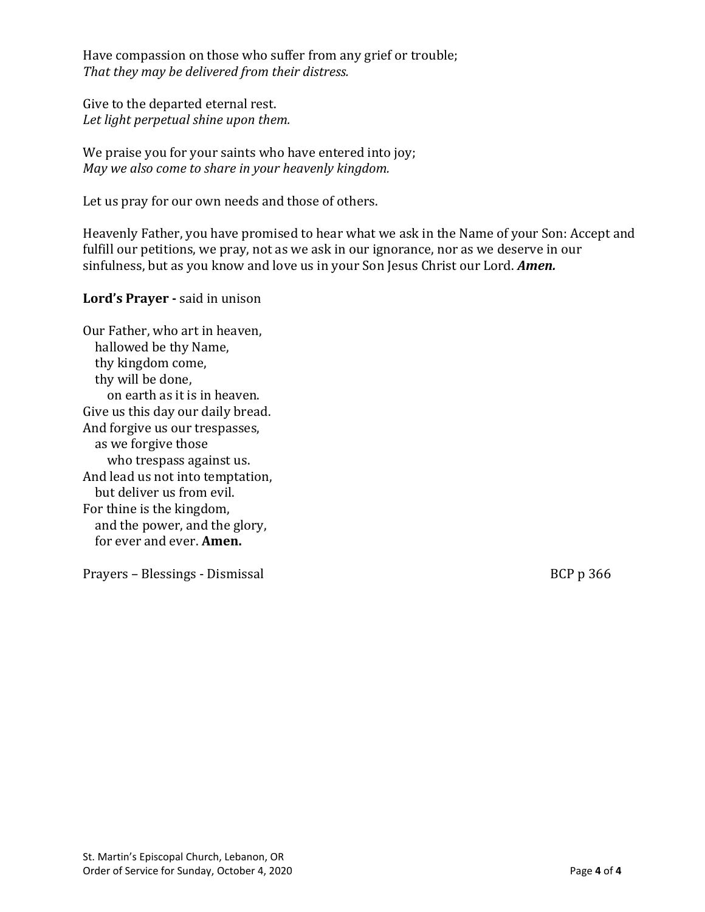Have compassion on those who suffer from any grief or trouble;
*That they may be delivered from their distress.*

Give to the departed eternal rest.
*Let light perpetual shine upon them.*

We praise you for your saints who have entered into joy;
*May we also come to share in your heavenly kingdom.*

Let us pray for our own needs and those of others.

Heavenly Father, you have promised to hear what we ask in the Name of your Son: Accept and fulfill our petitions, we pray, not as we ask in our ignorance, nor as we deserve in our sinfulness, but as you know and love us in your Son Jesus Christ our Lord. ***Amen.***

**Lord's Prayer -** said in unison

Our Father, who art in heaven,
hallowed be thy Name,
thy kingdom come,
thy will be done,
on earth as it is in heaven.
Give us this day our daily bread.
And forgive us our trespasses,
as we forgive those
who trespass against us.
And lead us not into temptation,
but deliver us from evil.
For thine is the kingdom,
and the power, and the glory,
for ever and ever. **Amen.**

Prayers – Blessings - Dismissal BCP p 366